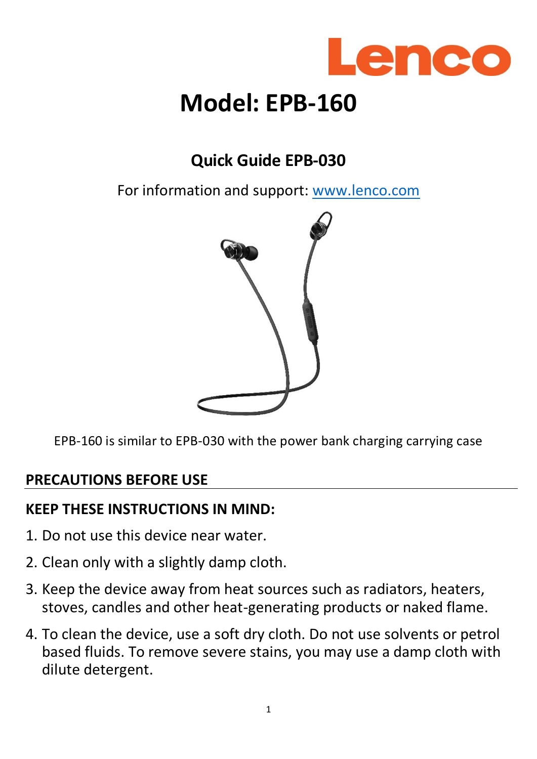Lenco

# Model: EPB-160

## Quick Guide EPB-030

For information and support: www.lenco.com

EPB-160 is similar to EPB-030 with the power bank charging carrying case

## PRECAUTIONS BEFORE USE

### KEEP THESE INSTRUCTIONS IN MIND:

1. Do not use this device near water.
2. Clean only with a slightly damp cloth.
3. Keep the device away from heat sources such as radiators, heaters, stoves, candles and other heat-generating products or naked flame.
4. To clean the device, use a soft dry cloth. Do not use solvents or petrol based fluids. To remove severe stains, you may use a damp cloth with dilute detergent.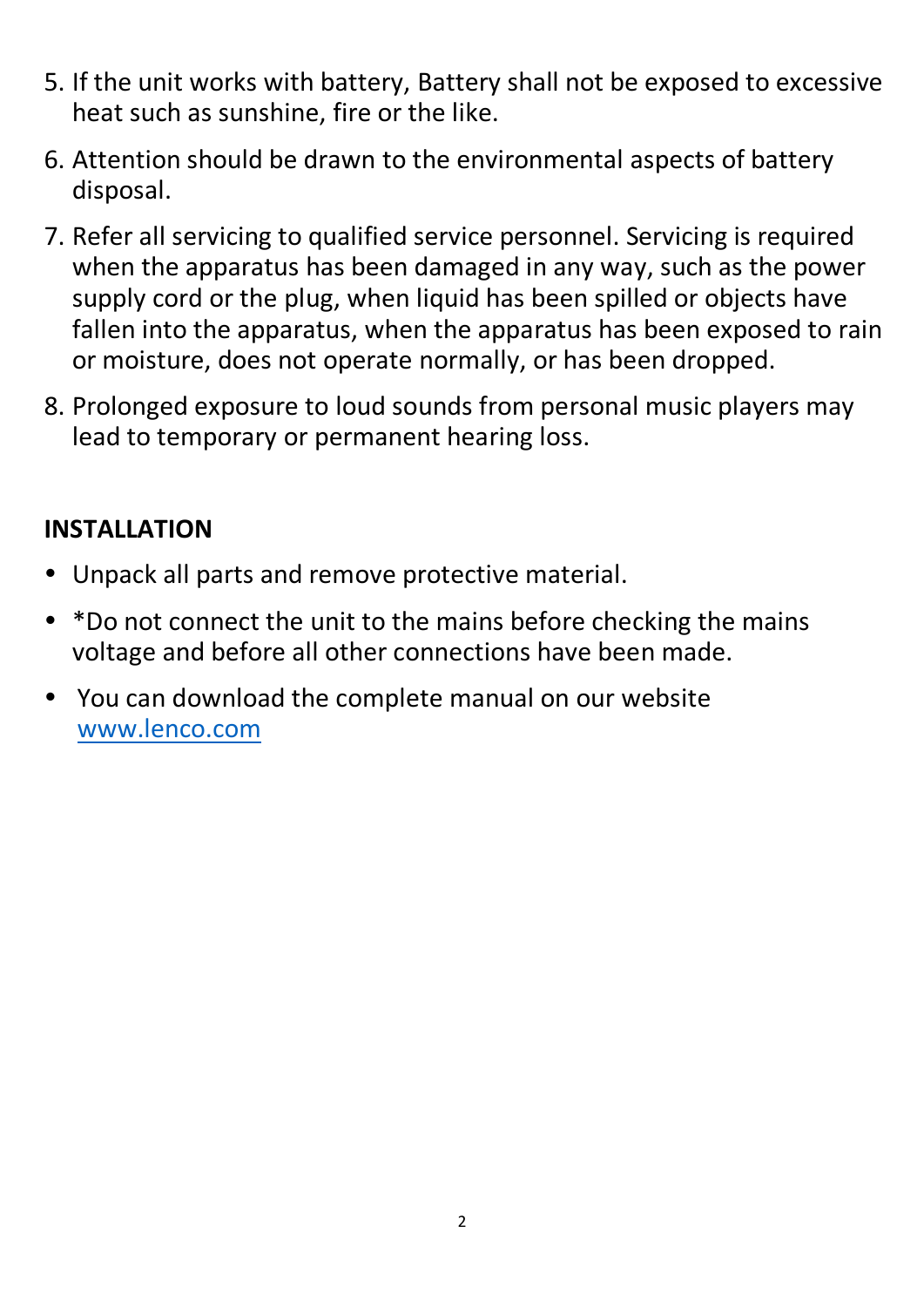5. If the unit works with battery, Battery shall not be exposed to excessive heat such as sunshine, fire or the like.
6. Attention should be drawn to the environmental aspects of battery disposal.
7. Refer all servicing to qualified service personnel. Servicing is required when the apparatus has been damaged in any way, such as the power supply cord or the plug, when liquid has been spilled or objects have fallen into the apparatus, when the apparatus has been exposed to rain or moisture, does not operate normally, or has been dropped.
8. Prolonged exposure to loud sounds from personal music players may lead to temporary or permanent hearing loss.

## INSTALLATION

- Unpack all parts and remove protective material.
- *Do not connect the unit to the mains before checking the mains voltage and before all other connections have been made.
- You can download the complete manual on our website [www.lenco.com](http://www.lenco.com)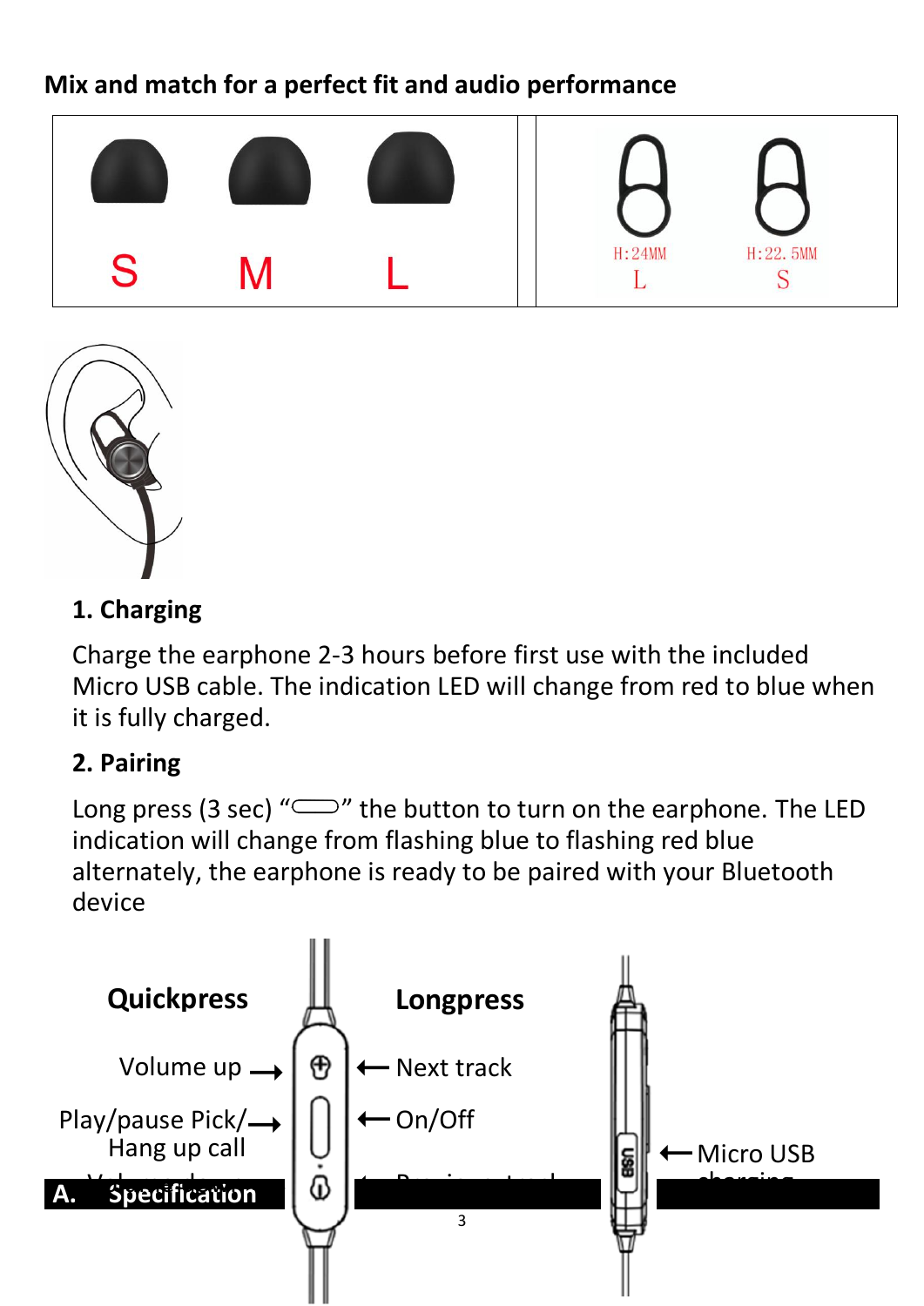## Mix and match for a perfect fit and audio performance

| S | M | L | H:24MM L | H:22.5MM S |
|---|---|---|---|---|

## 1. Charging

Charge the earphone 2-3 hours before first use with the included Micro USB cable. The indication LED will change from red to blue when it is fully charged.

## 2. Pairing

Long press (3 sec) "⊂⊃" the button to turn on the earphone. The LED indication will change from flashing blue to flashing red blue alternately, the earphone is ready to be paired with your Bluetooth device

**Quickpress**

Volume up →

Play/pause Pick/ Hang up call →

**Longpress**

← Next track

← On/Off

← Micro USB charging

## A. Specification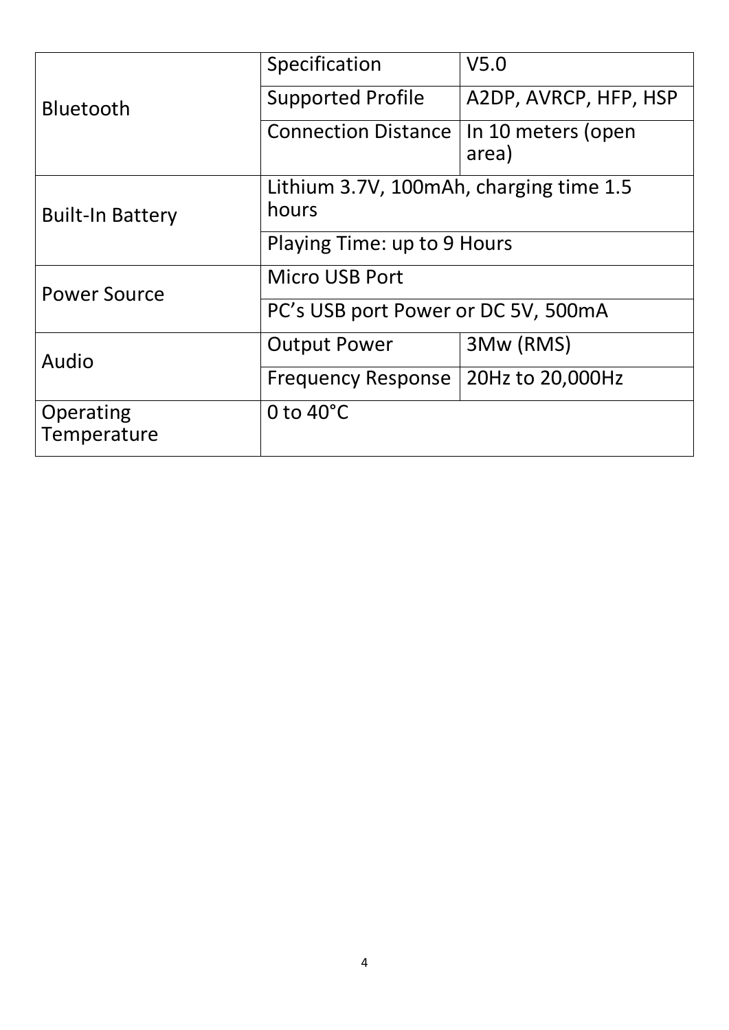| | | |
|---|---|---|
| Bluetooth | Specification | V5.0 |
| | Supported Profile | A2DP, AVRCP, HFP, HSP |
| | Connection Distance | In 10 meters (open area) |
| Built-In Battery | Lithium 3.7V, 100mAh, charging time 1.5 hours | |
| | Playing Time: up to 9 Hours | |
| Power Source | Micro USB Port | |
| | PC's USB port Power or DC 5V, 500mA | |
| Audio | Output Power | 3Mw (RMS) |
| | Frequency Response | 20Hz to 20,000Hz |
| Operating Temperature | 0 to 40°C | |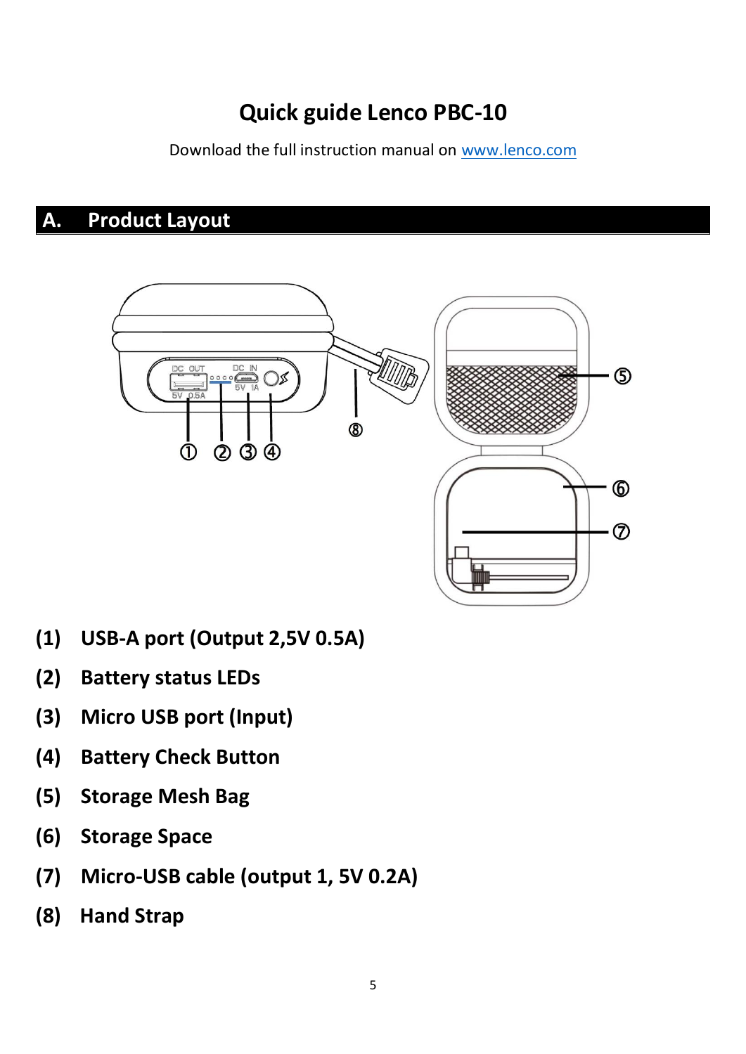# Quick guide Lenco PBC-10

Download the full instruction manual on www.lenco.com

## A. Product Layout

**(1) USB-A port (Output 2,5V 0.5A)**

**(2) Battery status LEDs**

**(3) Micro USB port (Input)**

**(4) Battery Check Button**

**(5) Storage Mesh Bag**

**(6) Storage Space**

**(7) Micro-USB cable (output 1, 5V 0.2A)**

**(8) Hand Strap**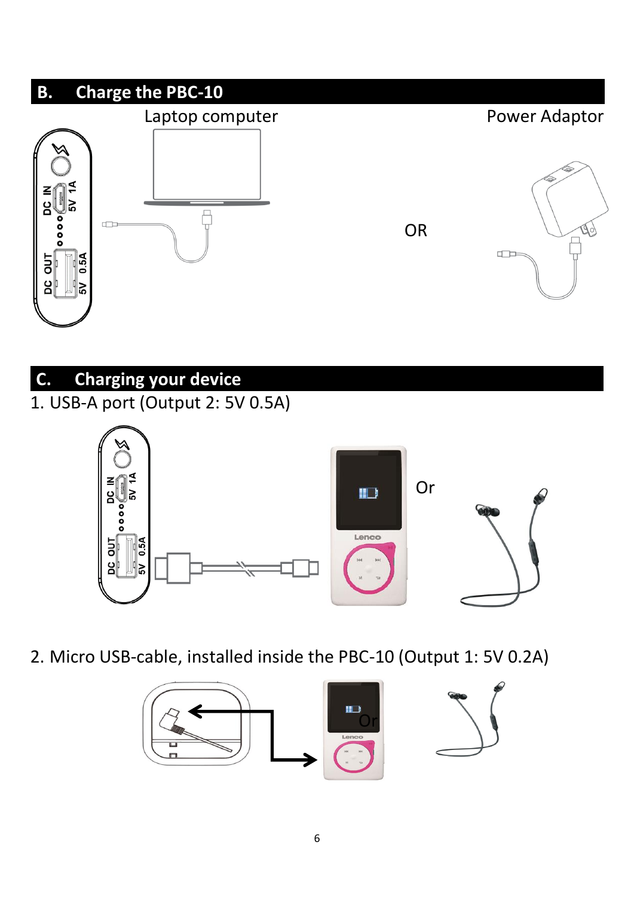## B. Charge the PBC-10

Laptop computer

OR

Power Adaptor

## C. Charging your device

1. USB-A port (Output 2: 5V 0.5A)

Or

2. Micro USB-cable, installed inside the PBC-10 (Output 1: 5V 0.2A)

Or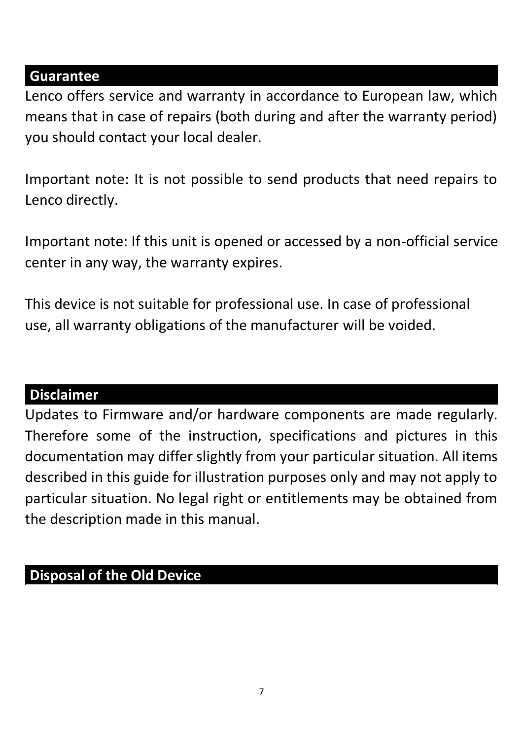## Guarantee

Lenco offers service and warranty in accordance to European law, which means that in case of repairs (both during and after the warranty period) you should contact your local dealer.

Important note: It is not possible to send products that need repairs to Lenco directly.

Important note: If this unit is opened or accessed by a non-official service center in any way, the warranty expires.

This device is not suitable for professional use. In case of professional use, all warranty obligations of the manufacturer will be voided.

## Disclaimer

Updates to Firmware and/or hardware components are made regularly. Therefore some of the instruction, specifications and pictures in this documentation may differ slightly from your particular situation. All items described in this guide for illustration purposes only and may not apply to particular situation. No legal right or entitlements may be obtained from the description made in this manual.

## Disposal of the Old Device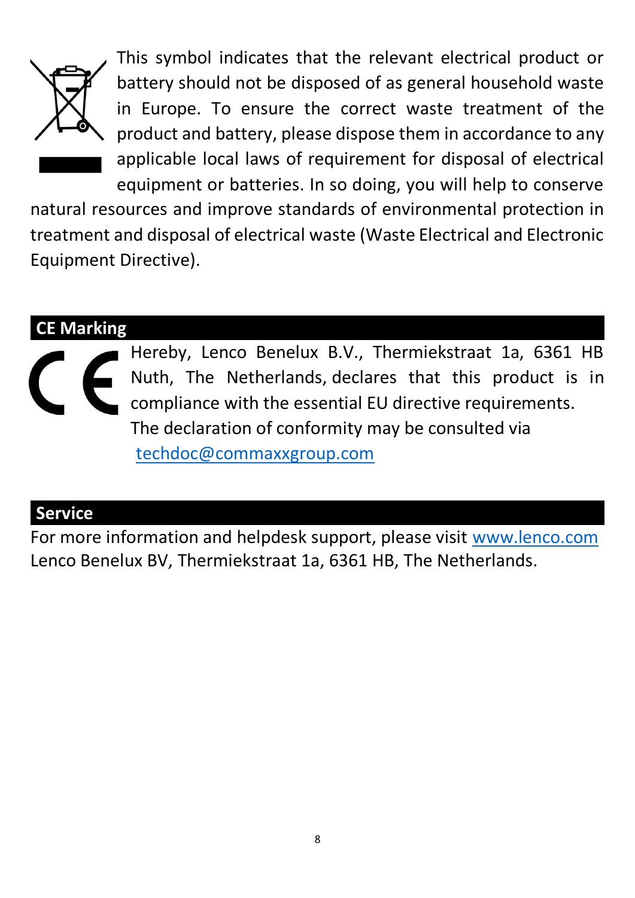This symbol indicates that the relevant electrical product or battery should not be disposed of as general household waste in Europe. To ensure the correct waste treatment of the product and battery, please dispose them in accordance to any applicable local laws of requirement for disposal of electrical equipment or batteries. In so doing, you will help to conserve natural resources and improve standards of environmental protection in treatment and disposal of electrical waste (Waste Electrical and Electronic Equipment Directive).

## CE Marking

Hereby, Lenco Benelux B.V., Thermiekstraat 1a, 6361 HB Nuth, The Netherlands, declares that this product is in compliance with the essential EU directive requirements. The declaration of conformity may be consulted via techdoc@commaxxgroup.com

## Service

For more information and helpdesk support, please visit www.lenco.com
Lenco Benelux BV, Thermiekstraat 1a, 6361 HB, The Netherlands.